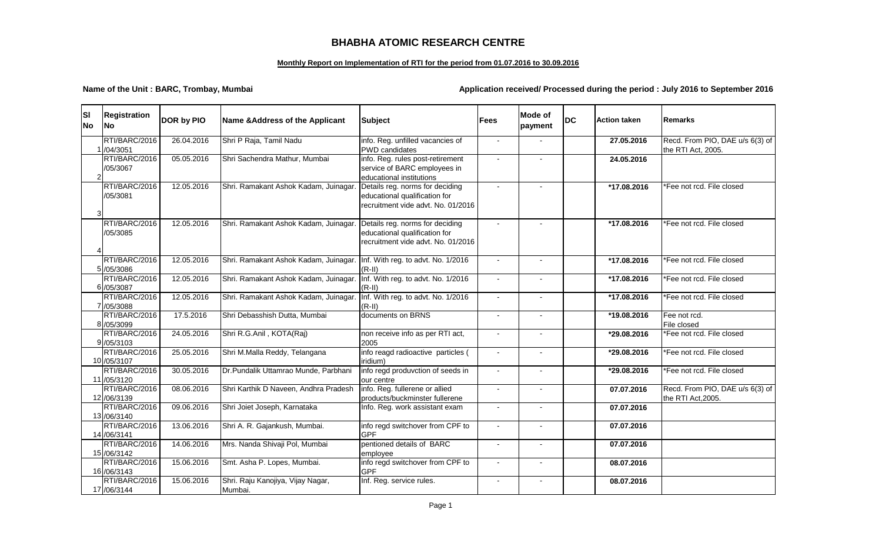# BHABHA ATOMIC RESEARCH CENTRE

**Monthly Report on Implementation of RTI for the period from 01.07.2016 to 30.09.2016**

**Name of the Unit : BARC, Trombay, Mumbai** **Application received/ Processed during the period : July 2016 to September 2016**

| Sl No | Registration No | DOR by PIO | Name &Address of the Applicant | Subject | Fees | Mode of payment | DC | Action taken | Remarks |
|---|---|---|---|---|---|---|---|---|---|
| 1 | RTI/BARC/2016 /04/3051 | 26.04.2016 | Shri P Raja, Tamil Nadu | info. Reg. unfilled vacancies of PWD candidates | - | - | | 27.05.2016 | Recd. From PIO, DAE u/s 6(3) of the RTI Act, 2005. |
| 2 | RTI/BARC/2016 /05/3067 | 05.05.2016 | Shri Sachendra Mathur, Mumbai | info. Reg. rules post-retirement service of BARC employees in educational institutions | - | - | | 24.05.2016 | |
| 3 | RTI/BARC/2016 /05/3081 | 12.05.2016 | Shri. Ramakant Ashok Kadam, Juinagar. | Details reg. norms for deciding educational qualification for recruitment vide advt. No. 01/2016 | - | - | | *17.08.2016 | *Fee not rcd. File closed |
| 4 | RTI/BARC/2016 /05/3085 | 12.05.2016 | Shri. Ramakant Ashok Kadam, Juinagar. | Details reg. norms for deciding educational qualification for recruitment vide advt. No. 01/2016 | - | - | | *17.08.2016 | *Fee not rcd. File closed |
| 5 | RTI/BARC/2016 /05/3086 | 12.05.2016 | Shri. Ramakant Ashok Kadam, Juinagar. | Inf. With reg. to advt. No. 1/2016 (R-II) | - | - | | *17.08.2016 | *Fee not rcd. File closed |
| 6 | RTI/BARC/2016 /05/3087 | 12.05.2016 | Shri. Ramakant Ashok Kadam, Juinagar. | Inf. With reg. to advt. No. 1/2016 (R-II) | - | - | | *17.08.2016 | *Fee not rcd. File closed |
| 7 | RTI/BARC/2016 /05/3088 | 12.05.2016 | Shri. Ramakant Ashok Kadam, Juinagar. | Inf. With reg. to advt. No. 1/2016 (R-II) | - | - | | *17.08.2016 | *Fee not rcd. File closed |
| 8 | RTI/BARC/2016 /05/3099 | 17.5.2016 | Shri Debasshish Dutta, Mumbai | documents on BRNS | - | - | | *19.08.2016 | Fee not rcd. File closed |
| 9 | RTI/BARC/2016 /05/3103 | 24.05.2016 | Shri R.G.Anil , KOTA(Raj) | non receive info as per RTI act, 2005 | - | - | | *29.08.2016 | *Fee not rcd. File closed |
| 10 | RTI/BARC/2016 /05/3107 | 25.05.2016 | Shri M.Malla Reddy, Telangana | info reagd radioactive particles ( iridium) | - | - | | *29.08.2016 | *Fee not rcd. File closed |
| 11 | RTI/BARC/2016 /05/3120 | 30.05.2016 | Dr.Pundalik Uttamrao Munde, Parbhani | info regd produvction of seeds in our centre | - | - | | *29.08.2016 | *Fee not rcd. File closed |
| 12 | RTI/BARC/2016 /06/3139 | 08.06.2016 | Shri Karthik D Naveen, Andhra Pradesh | info. Reg. fullerene or allied products/buckminster fullerene | - | - | | 07.07.2016 | Recd. From PIO, DAE u/s 6(3) of the RTI Act,2005. |
| 13 | RTI/BARC/2016 /06/3140 | 09.06.2016 | Shri Joiet Joseph, Karnataka | Info. Reg. work assistant exam | - | - | | 07.07.2016 | |
| 14 | RTI/BARC/2016 /06/3141 | 13.06.2016 | Shri A. R. Gajankush, Mumbai. | info regd switchover from CPF to GPF | - | - | | 07.07.2016 | |
| 15 | RTI/BARC/2016 /06/3142 | 14.06.2016 | Mrs. Nanda Shivaji Pol, Mumbai | pentioned details of BARC employee | - | - | | 07.07.2016 | |
| 16 | RTI/BARC/2016 /06/3143 | 15.06.2016 | Smt. Asha P. Lopes, Mumbai. | info regd switchover from CPF to GPF | - | - | | 08.07.2016 | |
| 17 | RTI/BARC/2016 /06/3144 | 15.06.2016 | Shri. Raju Kanojiya, Vijay Nagar, Mumbai. | Inf. Reg. service rules. | - | - | | 08.07.2016 | |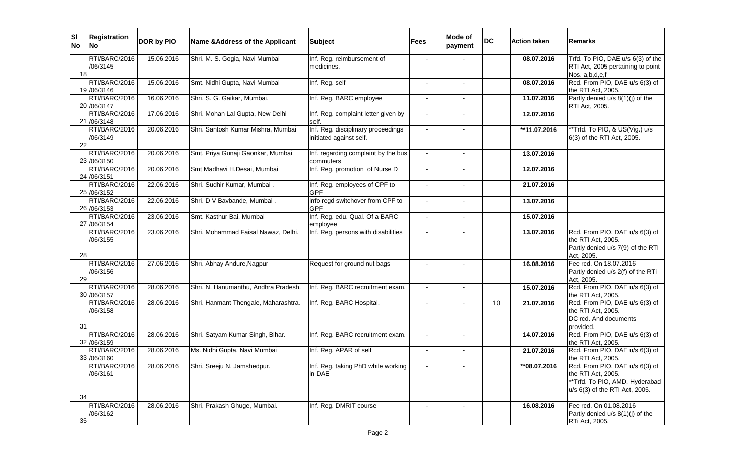| Sl No | Registration No | DOR by PIO | Name &Address of the Applicant | Subject | Fees | Mode of payment | DC | Action taken | Remarks |
|---|---|---|---|---|---|---|---|---|---|
| 18 | RTI/BARC/2016 /06/3145 | 15.06.2016 | Shri. M. S. Gogia, Navi Mumbai | Inf. Reg. reimbursement of medicines. | - | - | | 08.07.2016 | Trfd. To PIO, DAE u/s 6(3) of the RTI Act, 2005 pertaining to point Nos. a,b,d,e,f |
| 19 | RTI/BARC/2016 /06/3146 | 15.06.2016 | Smt. Nidhi Gupta, Navi Mumbai | Inf. Reg. self | - | - | | 08.07.2016 | Rcd. From PIO, DAE u/s 6(3) of the RTI Act, 2005. |
| 20 | RTI/BARC/2016 /06/3147 | 16.06.2016 | Shri. S. G. Gaikar, Mumbai. | Inf. Reg. BARC employee | - | - | | 11.07.2016 | Partly denied u/s 8(1)(j) of the RTI Act, 2005. |
| 21 | RTI/BARC/2016 /06/3148 | 17.06.2016 | Shri. Mohan Lal Gupta, New Delhi | Inf. Reg. complaint letter given by self. | - | - | | 12.07.2016 | |
| 22 | RTI/BARC/2016 /06/3149 | 20.06.2016 | Shri. Santosh Kumar Mishra, Mumbai | Inf. Reg. disciplinary proceedings initiated against self. | - | - | | **11.07.2016 | **Trfd. To PIO, & US(Vig.) u/s 6(3) of the RTI Act, 2005. |
| 23 | RTI/BARC/2016 /06/3150 | 20.06.2016 | Smt. Priya Gunaji Gaonkar, Mumbai | Inf. regarding complaint by the bus commuters | - | - | | 13.07.2016 | |
| 24 | RTI/BARC/2016 /06/3151 | 20.06.2016 | Smt Madhavi H.Desai, Mumbai | Inf. Reg. promotion of Nurse D | - | - | | 12.07.2016 | |
| 25 | RTI/BARC/2016 /06/3152 | 22.06.2016 | Shri. Sudhir Kumar, Mumbai . | Inf. Reg. employees of CPF to GPF | - | - | | 21.07.2016 | |
| 26 | RTI/BARC/2016 /06/3153 | 22.06.2016 | Shri. D V Bavbande, Mumbai . | info regd switchover from CPF to GPF | - | - | | 13.07.2016 | |
| 27 | RTI/BARC/2016 /06/3154 | 23.06.2016 | Smt. Kasthur Bai, Mumbai | Inf. Reg. edu. Qual. Of a BARC employee | - | - | | 15.07.2016 | |
| 28 | RTI/BARC/2016 /06/3155 | 23.06.2016 | Shri. Mohammad Faisal Nawaz, Delhi. | Inf. Reg. persons with disabilities | - | - | | 13.07.2016 | Rcd. From PIO, DAE u/s 6(3) of the RTI Act, 2005. Partly denied u/s 7(9) of the RTI Act, 2005. |
| 29 | RTI/BARC/2016 /06/3156 | 27.06.2016 | Shri. Abhay Andure,Nagpur | Request for ground nut bags | - | - | | 16.08.2016 | Fee rcd. On 18.07.2016 Partly denied u/s 2(f) of the RTi Act, 2005. |
| 30 | RTI/BARC/2016 /06/3157 | 28.06.2016 | Shri. N. Hanumanthu, Andhra Pradesh. | Inf. Reg. BARC recruitment exam. | - | - | | 15.07.2016 | Rcd. From PIO, DAE u/s 6(3) of the RTI Act, 2005. |
| 31 | RTI/BARC/2016 /06/3158 | 28.06.2016 | Shri. Hanmant Thengale, Maharashtra. | Inf. Reg. BARC Hospital. | - | - | 10 | 21.07.2016 | Rcd. From PIO, DAE u/s 6(3) of the RTI Act, 2005. DC rcd. And documents provided. |
| 32 | RTI/BARC/2016 /06/3159 | 28.06.2016 | Shri. Satyam Kumar Singh, Bihar. | Inf. Reg. BARC recruitment exam. | - | - | | 14.07.2016 | Rcd. From PIO, DAE u/s 6(3) of the RTI Act, 2005. |
| 33 | RTI/BARC/2016 /06/3160 | 28.06.2016 | Ms. Nidhi Gupta, Navi Mumbai | Inf. Reg. APAR of self | - | - | | 21.07.2016 | Rcd. From PIO, DAE u/s 6(3) of the RTI Act, 2005. |
| 34 | RTI/BARC/2016 /06/3161 | 28.06.2016 | Shri. Sreeju N, Jamshedpur. | Inf. Reg. taking PhD while working in DAE | - | - | | **08.07.2016 | Rcd. From PIO, DAE u/s 6(3) of the RTI Act, 2005. **Trfd. To PIO, AMD, Hyderabad u/s 6(3) of the RTI Act, 2005. |
| 35 | RTI/BARC/2016 /06/3162 | 28.06.2016 | Shri. Prakash Ghuge, Mumbai. | Inf. Reg. DMRIT course | - | - | | 16.08.2016 | Fee rcd. On 01.08.2016 Partly denied u/s 8(1)(j) of the RTi Act, 2005. |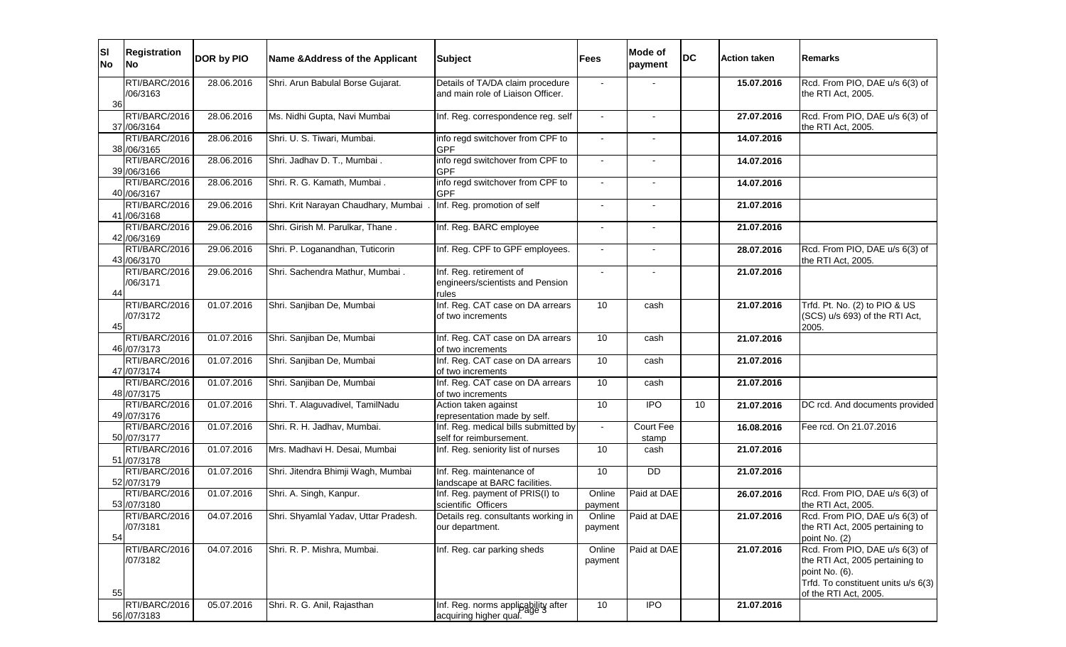| Sl No | Registration No | DOR by PIO | Name &Address of the Applicant | Subject | Fees | Mode of payment | DC | Action taken | Remarks |
|---|---|---|---|---|---|---|---|---|---|
| 36 | RTI/BARC/2016 /06/3163 | 28.06.2016 | Shri. Arun Babulal Borse Gujarat. | Details of TA/DA claim procedure and main role of Liaison Officer. | - | - | | 15.07.2016 | Rcd. From PIO, DAE u/s 6(3) of the RTI Act, 2005. |
| 37 | RTI/BARC/2016 /06/3164 | 28.06.2016 | Ms. Nidhi Gupta, Navi Mumbai | Inf. Reg. correspondence reg. self | - | - | | 27.07.2016 | Rcd. From PIO, DAE u/s 6(3) of the RTI Act, 2005. |
| 38 | RTI/BARC/2016 /06/3165 | 28.06.2016 | Shri. U. S. Tiwari, Mumbai. | info regd switchover from CPF to GPF | - | - | | 14.07.2016 | |
| 39 | RTI/BARC/2016 /06/3166 | 28.06.2016 | Shri. Jadhav D. T., Mumbai . | info regd switchover from CPF to GPF | - | - | | 14.07.2016 | |
| 40 | RTI/BARC/2016 /06/3167 | 28.06.2016 | Shri. R. G. Kamath, Mumbai . | info regd switchover from CPF to GPF | - | - | | 14.07.2016 | |
| 41 | RTI/BARC/2016 /06/3168 | 29.06.2016 | Shri. Krit Narayan Chaudhary, Mumbai . | Inf. Reg. promotion of self | - | - | | 21.07.2016 | |
| 42 | RTI/BARC/2016 /06/3169 | 29.06.2016 | Shri. Girish M. Parulkar, Thane . | Inf. Reg. BARC employee | - | - | | 21.07.2016 | |
| 43 | RTI/BARC/2016 /06/3170 | 29.06.2016 | Shri. P. Loganandhan, Tuticorin | Inf. Reg. CPF to GPF employees. | - | - | | 28.07.2016 | Rcd. From PIO, DAE u/s 6(3) of the RTI Act, 2005. |
| 44 | RTI/BARC/2016 /06/3171 | 29.06.2016 | Shri. Sachendra Mathur, Mumbai . | Inf. Reg. retirement of engineers/scientists and Pension rules | - | - | | 21.07.2016 | |
| 45 | RTI/BARC/2016 /07/3172 | 01.07.2016 | Shri. Sanjiban De, Mumbai | Inf. Reg. CAT case on DA arrears of two increments | 10 | cash | | 21.07.2016 | Trfd. Pt. No. (2) to PIO & US (SCS) u/s 693) of the RTI Act, 2005. |
| 46 | RTI/BARC/2016 /07/3173 | 01.07.2016 | Shri. Sanjiban De, Mumbai | Inf. Reg. CAT case on DA arrears of two increments | 10 | cash | | 21.07.2016 | |
| 47 | RTI/BARC/2016 /07/3174 | 01.07.2016 | Shri. Sanjiban De, Mumbai | Inf. Reg. CAT case on DA arrears of two increments | 10 | cash | | 21.07.2016 | |
| 48 | RTI/BARC/2016 /07/3175 | 01.07.2016 | Shri. Sanjiban De, Mumbai | Inf. Reg. CAT case on DA arrears of two increments | 10 | cash | | 21.07.2016 | |
| 49 | RTI/BARC/2016 /07/3176 | 01.07.2016 | Shri. T. Alaguvadivel, TamilNadu | Action taken against representation made by self. | 10 | IPO | 10 | 21.07.2016 | DC rcd. And documents provided |
| 50 | RTI/BARC/2016 /07/3177 | 01.07.2016 | Shri. R. H. Jadhav, Mumbai. | Inf. Reg. medical bills submitted by self for reimbursement. | - | Court Fee stamp | | 16.08.2016 | Fee rcd. On 21.07.2016 |
| 51 | RTI/BARC/2016 /07/3178 | 01.07.2016 | Mrs. Madhavi H. Desai, Mumbai | Inf. Reg. seniority list of nurses | 10 | cash | | 21.07.2016 | |
| 52 | RTI/BARC/2016 /07/3179 | 01.07.2016 | Shri. Jitendra Bhimji Wagh, Mumbai | Inf. Reg. maintenance of landscape at BARC facilities. | 10 | DD | | 21.07.2016 | |
| 53 | RTI/BARC/2016 /07/3180 | 01.07.2016 | Shri. A. Singh, Kanpur. | Inf. Reg. payment of PRIS(I) to scientific Officers | Online payment | Paid at DAE | | 26.07.2016 | Rcd. From PIO, DAE u/s 6(3) of the RTI Act, 2005. |
| 54 | RTI/BARC/2016 /07/3181 | 04.07.2016 | Shri. Shyamlal Yadav, Uttar Pradesh. | Details reg. consultants working in our department. | Online payment | Paid at DAE | | 21.07.2016 | Rcd. From PIO, DAE u/s 6(3) of the RTI Act, 2005 pertaining to point No. (2) |
| 55 | RTI/BARC/2016 /07/3182 | 04.07.2016 | Shri. R. P. Mishra, Mumbai. | Inf. Reg. car parking sheds | Online payment | Paid at DAE | | 21.07.2016 | Rcd. From PIO, DAE u/s 6(3) of the RTI Act, 2005 pertaining to point No. (6). Trfd. To constituent units u/s 6(3) of the RTI Act, 2005. |
| 56 | RTI/BARC/2016 /07/3183 | 05.07.2016 | Shri. R. G. Anil, Rajasthan | Inf. Reg. norms applicability after acquiring higher qual. | 10 | IPO | | 21.07.2016 | |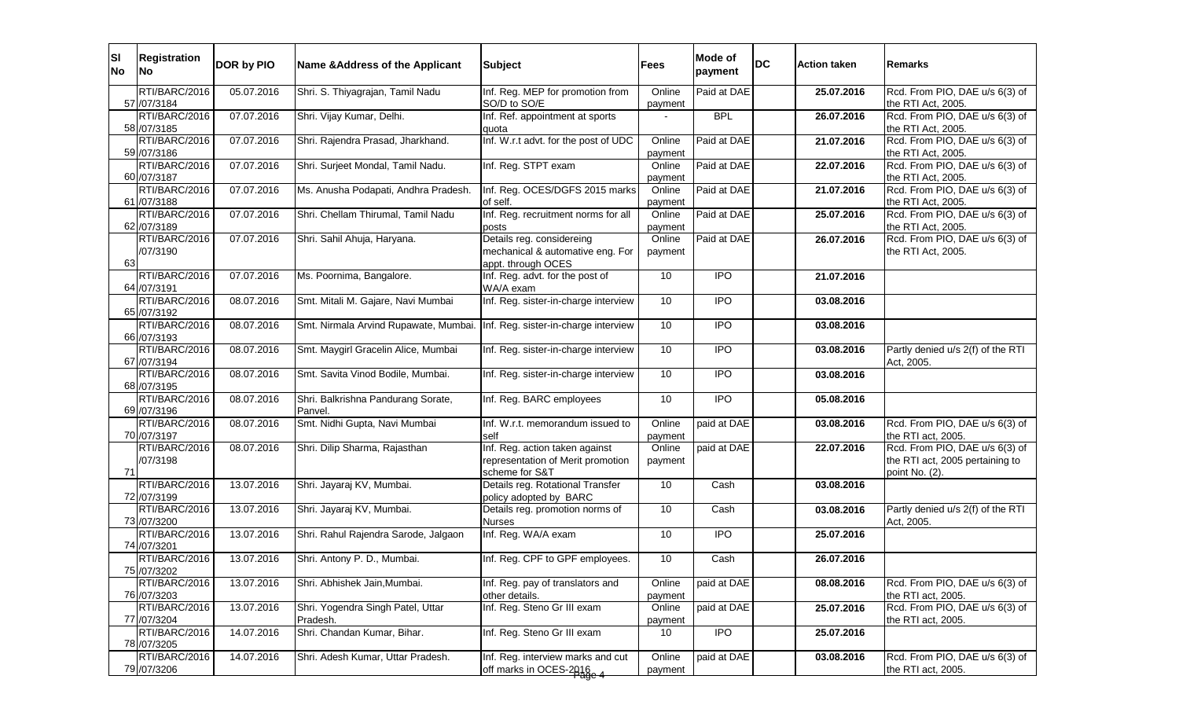| Sl No | Registration No | DOR by PIO | Name &Address of the Applicant | Subject | Fees | Mode of payment | DC | Action taken | Remarks |
|---|---|---|---|---|---|---|---|---|---|
| 57 | RTI/BARC/2016/07/3184 | 05.07.2016 | Shri. S. Thiyagrajan, Tamil Nadu | Inf. Reg. MEP for promotion from SO/D to SO/E | Online payment | Paid at DAE | | 25.07.2016 | Rcd. From PIO, DAE u/s 6(3) of the RTI Act, 2005. |
| 58 | RTI/BARC/2016/07/3185 | 07.07.2016 | Shri. Vijay Kumar, Delhi. | Inf. Ref. appointment at sports quota | - | BPL | | 26.07.2016 | Rcd. From PIO, DAE u/s 6(3) of the RTI Act, 2005. |
| 59 | RTI/BARC/2016/07/3186 | 07.07.2016 | Shri. Rajendra Prasad, Jharkhand. | Inf. W.r.t advt. for the post of UDC | Online payment | Paid at DAE | | 21.07.2016 | Rcd. From PIO, DAE u/s 6(3) of the RTI Act, 2005. |
| 60 | RTI/BARC/2016/07/3187 | 07.07.2016 | Shri. Surjeet Mondal, Tamil Nadu. | Inf. Reg. STPT exam | Online payment | Paid at DAE | | 22.07.2016 | Rcd. From PIO, DAE u/s 6(3) of the RTI Act, 2005. |
| 61 | RTI/BARC/2016/07/3188 | 07.07.2016 | Ms. Anusha Podapati, Andhra Pradesh. | Inf. Reg. OCES/DGFS 2015 marks of self. | Online payment | Paid at DAE | | 21.07.2016 | Rcd. From PIO, DAE u/s 6(3) of the RTI Act, 2005. |
| 62 | RTI/BARC/2016/07/3189 | 07.07.2016 | Shri. Chellam Thirumal, Tamil Nadu | Inf. Reg. recruitment norms for all posts | Online payment | Paid at DAE | | 25.07.2016 | Rcd. From PIO, DAE u/s 6(3) of the RTI Act, 2005. |
| 63 | RTI/BARC/2016/07/3190 | 07.07.2016 | Shri. Sahil Ahuja, Haryana. | Details reg. considereing mechanical & automative eng. For appt. through OCES | Online payment | Paid at DAE | | 26.07.2016 | Rcd. From PIO, DAE u/s 6(3) of the RTI Act, 2005. |
| 64 | RTI/BARC/2016/07/3191 | 07.07.2016 | Ms. Poornima, Bangalore. | Inf. Reg. advt. for the post of WA/A exam | 10 | IPO | | 21.07.2016 | |
| 65 | RTI/BARC/2016/07/3192 | 08.07.2016 | Smt. Mitali M. Gajare, Navi Mumbai | Inf. Reg. sister-in-charge interview | 10 | IPO | | 03.08.2016 | |
| 66 | RTI/BARC/2016/07/3193 | 08.07.2016 | Smt. Nirmala Arvind Rupawate, Mumbai. | Inf. Reg. sister-in-charge interview | 10 | IPO | | 03.08.2016 | |
| 67 | RTI/BARC/2016/07/3194 | 08.07.2016 | Smt. Maygirl Gracelin Alice, Mumbai | Inf. Reg. sister-in-charge interview | 10 | IPO | | 03.08.2016 | Partly denied u/s 2(f) of the RTI Act, 2005. |
| 68 | RTI/BARC/2016/07/3195 | 08.07.2016 | Smt. Savita Vinod Bodile, Mumbai. | Inf. Reg. sister-in-charge interview | 10 | IPO | | 03.08.2016 | |
| 69 | RTI/BARC/2016/07/3196 | 08.07.2016 | Shri. Balkrishna Pandurang Sorate, Panvel. | Inf. Reg. BARC employees | 10 | IPO | | 05.08.2016 | |
| 70 | RTI/BARC/2016/07/3197 | 08.07.2016 | Smt. Nidhi Gupta, Navi Mumbai | Inf. W.r.t. memorandum issued to self | Online payment | paid at DAE | | 03.08.2016 | Rcd. From PIO, DAE u/s 6(3) of the RTI act, 2005. |
| 71 | RTI/BARC/2016/07/3198 | 08.07.2016 | Shri. Dilip Sharma, Rajasthan | Inf. Reg. action taken against representation of Merit promotion scheme for S&T | Online payment | paid at DAE | | 22.07.2016 | Rcd. From PIO, DAE u/s 6(3) of the RTI act, 2005 pertaining to point No. (2). |
| 72 | RTI/BARC/2016/07/3199 | 13.07.2016 | Shri. Jayaraj KV, Mumbai. | Details reg. Rotational Transfer policy adopted by BARC | 10 | Cash | | 03.08.2016 | |
| 73 | RTI/BARC/2016/07/3200 | 13.07.2016 | Shri. Jayaraj KV, Mumbai. | Details reg. promotion norms of Nurses | 10 | Cash | | 03.08.2016 | Partly denied u/s 2(f) of the RTI Act, 2005. |
| 74 | RTI/BARC/2016/07/3201 | 13.07.2016 | Shri. Rahul Rajendra Sarode, Jalgaon | Inf. Reg. WA/A exam | 10 | IPO | | 25.07.2016 | |
| 75 | RTI/BARC/2016/07/3202 | 13.07.2016 | Shri. Antony P. D., Mumbai. | Inf. Reg. CPF to GPF employees. | 10 | Cash | | 26.07.2016 | |
| 76 | RTI/BARC/2016/07/3203 | 13.07.2016 | Shri. Abhishek Jain,Mumbai. | Inf. Reg. pay of translators and other details. | Online payment | paid at DAE | | 08.08.2016 | Rcd. From PIO, DAE u/s 6(3) of the RTI act, 2005. |
| 77 | RTI/BARC/2016/07/3204 | 13.07.2016 | Shri. Yogendra Singh Patel, Uttar Pradesh. | Inf. Reg. Steno Gr III exam | Online payment | paid at DAE | | 25.07.2016 | Rcd. From PIO, DAE u/s 6(3) of the RTI act, 2005. |
| 78 | RTI/BARC/2016/07/3205 | 14.07.2016 | Shri. Chandan Kumar, Bihar. | Inf. Reg. Steno Gr III exam | 10 | IPO | | 25.07.2016 | |
| 79 | RTI/BARC/2016/07/3206 | 14.07.2016 | Shri. Adesh Kumar, Uttar Pradesh. | Inf. Reg. interview marks and cut off marks in OCES-2016 | Online payment | paid at DAE | | 03.08.2016 | Rcd. From PIO, DAE u/s 6(3) of the RTI act, 2005. |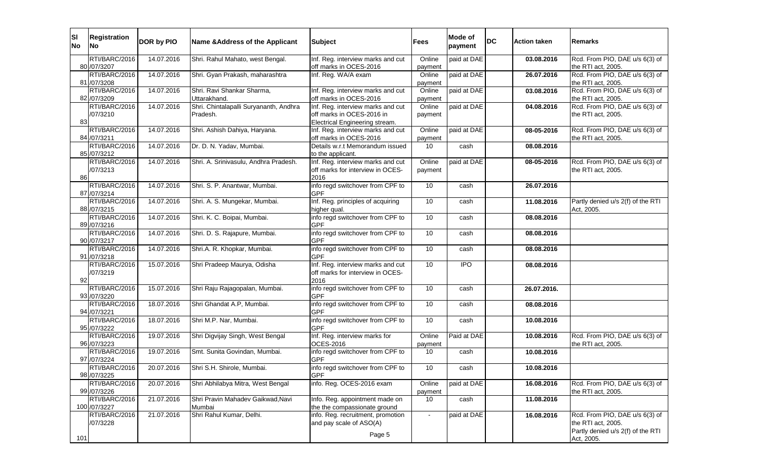| Sl No | Registration No | DOR by PIO | Name &Address of the Applicant | Subject | Fees | Mode of payment | DC | Action taken | Remarks |
|---|---|---|---|---|---|---|---|---|---|
| 80 | RTI/BARC/2016/07/3207 | 14.07.2016 | Shri. Rahul Mahato, west Bengal. | Inf. Reg. interview marks and cut off marks in OCES-2016 | Online payment | paid at DAE | | **03.08.2016** | Rcd. From PIO, DAE u/s 6(3) of the RTI act, 2005. |
| 81 | RTI/BARC/2016/07/3208 | 14.07.2016 | Shri. Gyan Prakash, maharashtra | Inf. Reg. WA/A exam | Online payment | paid at DAE | | **26.07.2016** | Rcd. From PIO, DAE u/s 6(3) of the RTI act, 2005. |
| 82 | RTI/BARC/2016/07/3209 | 14.07.2016 | Shri. Ravi Shankar Sharma, Uttarakhand. | Inf. Reg. interview marks and cut off marks in OCES-2016 | Online payment | paid at DAE | | **03.08.2016** | Rcd. From PIO, DAE u/s 6(3) of the RTI act, 2005. |
| 83 | RTI/BARC/2016/07/3210 | 14.07.2016 | Shri. Chintalapalli Suryananth, Andhra Pradesh. | Inf. Reg. interview marks and cut off marks in OCES-2016 in Electrical Engineering stream. | Online payment | paid at DAE | | **04.08.2016** | Rcd. From PIO, DAE u/s 6(3) of the RTI act, 2005. |
| 84 | RTI/BARC/2016/07/3211 | 14.07.2016 | Shri. Ashish Dahiya, Haryana. | Inf. Reg. interview marks and cut off marks in OCES-2016 | Online payment | paid at DAE | | **08-05-2016** | Rcd. From PIO, DAE u/s 6(3) of the RTI act, 2005. |
| 85 | RTI/BARC/2016/07/3212 | 14.07.2016 | Dr. D. N. Yadav, Mumbai. | Details w.r.t Memorandum issued to the applicant. | 10 | cash | | **08.08.2016** | |
| 86 | RTI/BARC/2016/07/3213 | 14.07.2016 | Shri. A. Srinivasulu, Andhra Pradesh. | Inf. Reg. interview marks and cut off marks for interview in OCES-2016 | Online payment | paid at DAE | | **08-05-2016** | Rcd. From PIO, DAE u/s 6(3) of the RTI act, 2005. |
| 87 | RTI/BARC/2016/07/3214 | 14.07.2016 | Shri. S. P. Anantwar, Mumbai. | info regd switchover from CPF to GPF | 10 | cash | | **26.07.2016** | |
| 88 | RTI/BARC/2016/07/3215 | 14.07.2016 | Shri. A. S. Mungekar, Mumbai. | Inf. Reg. principles of acquiring higher qual. | 10 | cash | | **11.08.2016** | Partly denied u/s 2(f) of the RTI Act, 2005. |
| 89 | RTI/BARC/2016/07/3216 | 14.07.2016 | Shri. K. C. Boipai, Mumbai. | info regd switchover from CPF to GPF | 10 | cash | | **08.08.2016** | |
| 90 | RTI/BARC/2016/07/3217 | 14.07.2016 | Shri. D. S. Rajapure, Mumbai. | info regd switchover from CPF to GPF | 10 | cash | | **08.08.2016** | |
| 91 | RTI/BARC/2016/07/3218 | 14.07.2016 | Shri.A. R. Khopkar, Mumbai. | info regd switchover from CPF to GPF | 10 | cash | | **08.08.2016** | |
| 92 | RTI/BARC/2016/07/3219 | 15.07.2016 | Shri Pradeep Maurya, Odisha | Inf. Reg. interview marks and cut off marks for interview in OCES-2016 | 10 | IPO | | **08.08.2016** | |
| 93 | RTI/BARC/2016/07/3220 | 15.07.2016 | Shri Raju Rajagopalan, Mumbai. | info regd switchover from CPF to GPF | 10 | cash | | **26.07.2016.** | |
| 94 | RTI/BARC/2016/07/3221 | 18.07.2016 | Shri Ghandat A.P, Mumbai. | info regd switchover from CPF to GPF | 10 | cash | | **08.08.2016** | |
| 95 | RTI/BARC/2016/07/3222 | 18.07.2016 | Shri M.P. Nar, Mumbai. | info regd switchover from CPF to GPF | 10 | cash | | **10.08.2016** | |
| 96 | RTI/BARC/2016/07/3223 | 19.07.2016 | Shri Digvijay Singh, West Bengal | Inf. Reg. interview marks for OCES-2016 | Online payment | Paid at DAE | | **10.08.2016** | Rcd. From PIO, DAE u/s 6(3) of the RTI act, 2005. |
| 97 | RTI/BARC/2016/07/3224 | 19.07.2016 | Smt. Sunita Govindan, Mumbai. | info regd switchover from CPF to GPF | 10 | cash | | **10.08.2016** | |
| 98 | RTI/BARC/2016/07/3225 | 20.07.2016 | Shri S.H. Shirole, Mumbai. | info regd switchover from CPF to GPF | 10 | cash | | **10.08.2016** | |
| 99 | RTI/BARC/2016/07/3226 | 20.07.2016 | Shri Abhilabya Mitra, West Bengal | info. Reg. OCES-2016 exam | Online payment | paid at DAE | | **16.08.2016** | Rcd. From PIO, DAE u/s 6(3) of the RTI act, 2005. |
| 100 | RTI/BARC/2016/07/3227 | 21.07.2016 | Shri Pravin Mahadev Gaikwad,Navi Mumbai | Info. Reg. appointment made on the the compassionate ground | 10 | cash | | **11.08.2016** | |
| 101 | RTI/BARC/2016/07/3228 | 21.07.2016 | Shri Rahul Kumar, Delhi. | info. Reg. recruitment, promotion and pay scale of ASO(A) | - | paid at DAE | | **16.08.2016** | Rcd. From PIO, DAE u/s 6(3) of the RTI act, 2005. Partly denied u/s 2(f) of the RTI Act, 2005. |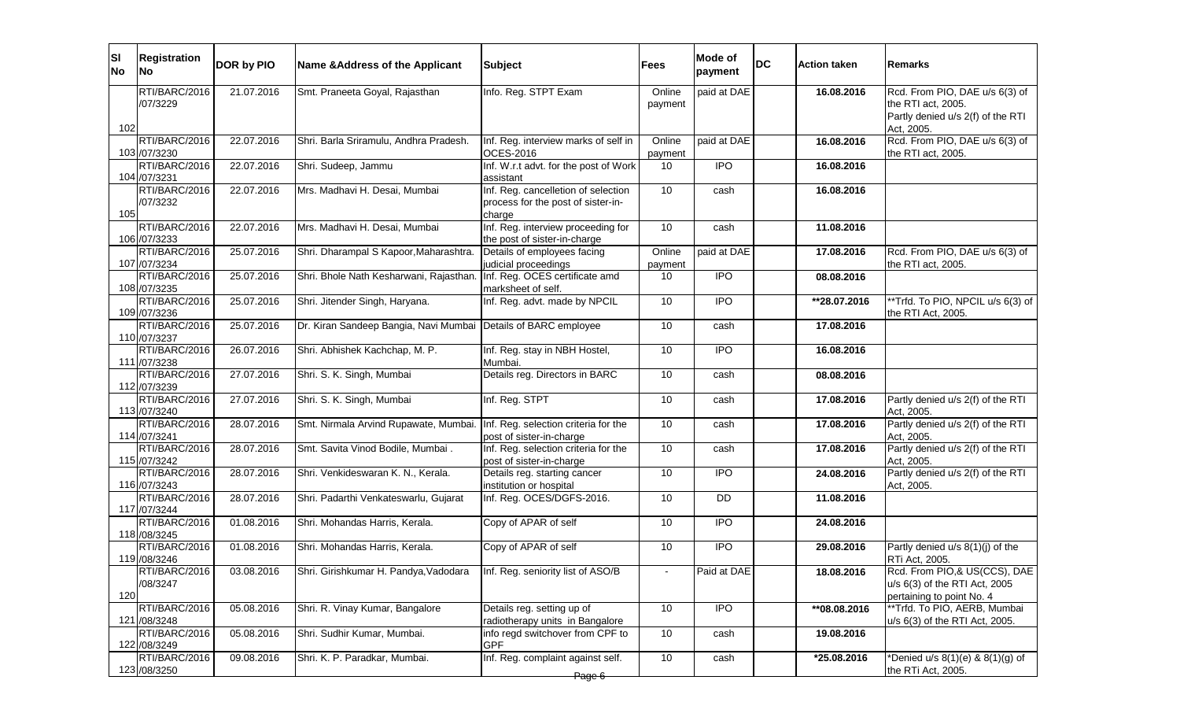| Sl No | Registration No | DOR by PIO | Name &Address of the Applicant | Subject | Fees | Mode of payment | DC | Action taken | Remarks |
|---|---|---|---|---|---|---|---|---|---|
| 102 | RTI/BARC/2016/07/3229 | 21.07.2016 | Smt. Praneeta Goyal, Rajasthan | Info. Reg. STPT Exam | Online payment | paid at DAE | | 16.08.2016 | Rcd. From PIO, DAE u/s 6(3) of the RTI act, 2005. Partly denied u/s 2(f) of the RTI Act, 2005. |
| 103 | RTI/BARC/2016/07/3230 | 22.07.2016 | Shri. Barla Sriramulu, Andhra Pradesh. | Inf. Reg. interview marks of self in OCES-2016 | Online payment | paid at DAE | | 16.08.2016 | Rcd. From PIO, DAE u/s 6(3) of the RTI act, 2005. |
| 104 | RTI/BARC/2016/07/3231 | 22.07.2016 | Shri. Sudeep, Jammu | Inf. W.r.t advt. for the post of Work assistant | 10 | IPO | | 16.08.2016 | |
| 105 | RTI/BARC/2016/07/3232 | 22.07.2016 | Mrs. Madhavi H. Desai, Mumbai | Inf. Reg. cancelletion of selection process for the post of sister-in-charge | 10 | cash | | 16.08.2016 | |
| 106 | RTI/BARC/2016/07/3233 | 22.07.2016 | Mrs. Madhavi H. Desai, Mumbai | Inf. Reg. interview proceeding for the post of sister-in-charge | 10 | cash | | 11.08.2016 | |
| 107 | RTI/BARC/2016/07/3234 | 25.07.2016 | Shri. Dharampal S Kapoor,Maharashtra. | Details of employees facing judicial proceedings | Online payment | paid at DAE | | 17.08.2016 | Rcd. From PIO, DAE u/s 6(3) of the RTI act, 2005. |
| 108 | RTI/BARC/2016/07/3235 | 25.07.2016 | Shri. Bhole Nath Kesharwani, Rajasthan. | Inf. Reg. OCES certificate amd marksheet of self. | 10 | IPO | | 08.08.2016 | |
| 109 | RTI/BARC/2016/07/3236 | 25.07.2016 | Shri. Jitender Singh, Haryana. | Inf. Reg. advt. made by NPCIL | 10 | IPO | | **28.07.2016 | **Trfd. To PIO, NPCIL u/s 6(3) of the RTI Act, 2005. |
| 110 | RTI/BARC/2016/07/3237 | 25.07.2016 | Dr. Kiran Sandeep Bangia, Navi Mumbai | Details of BARC employee | 10 | cash | | 17.08.2016 | |
| 111 | RTI/BARC/2016/07/3238 | 26.07.2016 | Shri. Abhishek Kachchap, M. P. | Inf. Reg. stay in NBH Hostel, Mumbai. | 10 | IPO | | 16.08.2016 | |
| 112 | RTI/BARC/2016/07/3239 | 27.07.2016 | Shri. S. K. Singh, Mumbai | Details reg. Directors in BARC | 10 | cash | | 08.08.2016 | |
| 113 | RTI/BARC/2016/07/3240 | 27.07.2016 | Shri. S. K. Singh, Mumbai | Inf. Reg. STPT | 10 | cash | | 17.08.2016 | Partly denied u/s 2(f) of the RTI Act, 2005. |
| 114 | RTI/BARC/2016/07/3241 | 28.07.2016 | Smt. Nirmala Arvind Rupawate, Mumbai. | Inf. Reg. selection criteria for the post of sister-in-charge | 10 | cash | | 17.08.2016 | Partly denied u/s 2(f) of the RTI Act, 2005. |
| 115 | RTI/BARC/2016/07/3242 | 28.07.2016 | Smt. Savita Vinod Bodile, Mumbai . | Inf. Reg. selection criteria for the post of sister-in-charge | 10 | cash | | 17.08.2016 | Partly denied u/s 2(f) of the RTI Act, 2005. |
| 116 | RTI/BARC/2016/07/3243 | 28.07.2016 | Shri. Venkideswaran K. N., Kerala. | Details reg. starting cancer institution or hospital | 10 | IPO | | 24.08.2016 | Partly denied u/s 2(f) of the RTI Act, 2005. |
| 117 | RTI/BARC/2016/07/3244 | 28.07.2016 | Shri. Padarthi Venkateswarlu, Gujarat | Inf. Reg. OCES/DGFS-2016. | 10 | DD | | 11.08.2016 | |
| 118 | RTI/BARC/2016/08/3245 | 01.08.2016 | Shri. Mohandas Harris, Kerala. | Copy of APAR of self | 10 | IPO | | 24.08.2016 | |
| 119 | RTI/BARC/2016/08/3246 | 01.08.2016 | Shri. Mohandas Harris, Kerala. | Copy of APAR of self | 10 | IPO | | 29.08.2016 | Partly denied u/s 8(1)(j) of the RTi Act, 2005. |
| 120 | RTI/BARC/2016/08/3247 | 03.08.2016 | Shri. Girishkumar H. Pandya,Vadodara | Inf. Reg. seniority list of ASO/B | - | Paid at DAE | | 18.08.2016 | Rcd. From PIO,& US(CCS), DAE u/s 6(3) of the RTI Act, 2005 pertaining to point No. 4 |
| 121 | RTI/BARC/2016/08/3248 | 05.08.2016 | Shri. R. Vinay Kumar, Bangalore | Details reg. setting up of radiotherapy units in Bangalore | 10 | IPO | | **08.08.2016 | **Trfd. To PIO, AERB, Mumbai u/s 6(3) of the RTI Act, 2005. |
| 122 | RTI/BARC/2016/08/3249 | 05.08.2016 | Shri. Sudhir Kumar, Mumbai. | info regd switchover from CPF to GPF | 10 | cash | | 19.08.2016 | |
| 123 | RTI/BARC/2016/08/3250 | 09.08.2016 | Shri. K. P. Paradkar, Mumbai. | Inf. Reg. complaint against self. | 10 | cash | | *25.08.2016 | *Denied u/s 8(1)(e) & 8(1)(g) of the RTi Act, 2005. |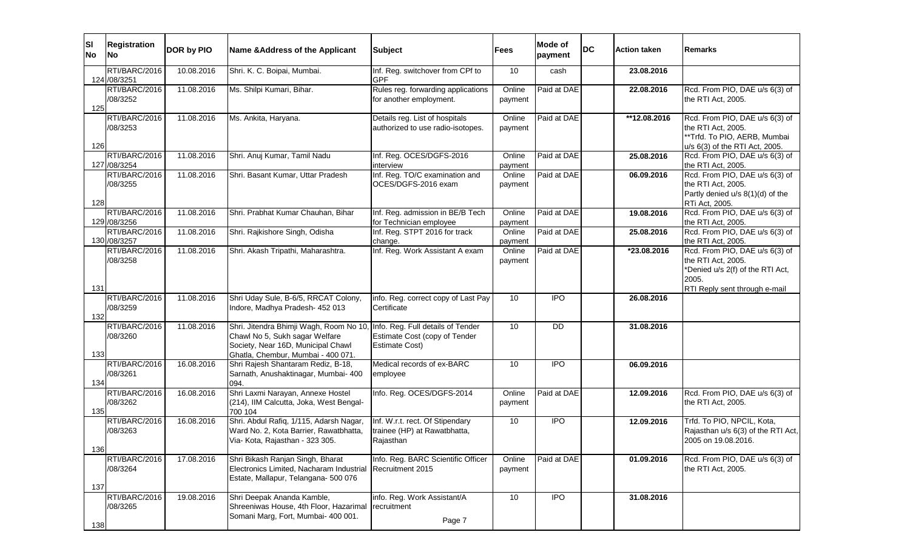| Sl No | Registration No | DOR by PIO | Name &Address of the Applicant | Subject | Fees | Mode of payment | DC | Action taken | Remarks |
|---|---|---|---|---|---|---|---|---|---|
| 124 | RTI/BARC/2016 /08/3251 | 10.08.2016 | Shri. K. C. Boipai, Mumbai. | Inf. Reg. switchover from CPf to GPF | 10 | cash | | 23.08.2016 | |
| 125 | RTI/BARC/2016 /08/3252 | 11.08.2016 | Ms. Shilpi Kumari, Bihar. | Rules reg. forwarding applications for another employment. | Online payment | Paid at DAE | | 22.08.2016 | Rcd. From PIO, DAE u/s 6(3) of the RTI Act, 2005. |
| 126 | RTI/BARC/2016 /08/3253 | 11.08.2016 | Ms. Ankita, Haryana. | Details reg. List of hospitals authorized to use radio-isotopes. | Online payment | Paid at DAE | | **12.08.2016 | Rcd. From PIO, DAE u/s 6(3) of the RTI Act, 2005. **Trfd. To PIO, AERB, Mumbai u/s 6(3) of the RTI Act, 2005. |
| 127 | RTI/BARC/2016 /08/3254 | 11.08.2016 | Shri. Anuj Kumar, Tamil Nadu | Inf. Reg. OCES/DGFS-2016 interview | Online payment | Paid at DAE | | 25.08.2016 | Rcd. From PIO, DAE u/s 6(3) of the RTI Act, 2005. |
| 128 | RTI/BARC/2016 /08/3255 | 11.08.2016 | Shri. Basant Kumar, Uttar Pradesh | Inf. Reg. TO/C examination and OCES/DGFS-2016 exam | Online payment | Paid at DAE | | 06.09.2016 | Rcd. From PIO, DAE u/s 6(3) of the RTI Act, 2005. Partly denied u/s 8(1)(d) of the RTi Act, 2005. |
| 129 | RTI/BARC/2016 /08/3256 | 11.08.2016 | Shri. Prabhat Kumar Chauhan, Bihar | Inf. Reg. admission in BE/B Tech for Technician employee | Online payment | Paid at DAE | | 19.08.2016 | Rcd. From PIO, DAE u/s 6(3) of the RTI Act, 2005. |
| 130 | RTI/BARC/2016 /08/3257 | 11.08.2016 | Shri. Rajkishore Singh, Odisha | Inf. Reg. STPT 2016 for track change. | Online payment | Paid at DAE | | 25.08.2016 | Rcd. From PIO, DAE u/s 6(3) of the RTI Act, 2005. |
| 131 | RTI/BARC/2016 /08/3258 | 11.08.2016 | Shri. Akash Tripathi, Maharashtra. | Inf. Reg. Work Assistant A exam | Online payment | Paid at DAE | | *23.08.2016 | Rcd. From PIO, DAE u/s 6(3) of the RTI Act, 2005. *Denied u/s 2(f) of the RTI Act, 2005. RTI Reply sent through e-mail |
| 132 | RTI/BARC/2016 /08/3259 | 11.08.2016 | Shri Uday Sule, B-6/5, RRCAT Colony, Indore, Madhya Pradesh- 452 013 | info. Reg. correct copy of Last Pay Certificate | 10 | IPO | | 26.08.2016 | |
| 133 | RTI/BARC/2016 /08/3260 | 11.08.2016 | Shri. Jitendra Bhimji Wagh, Room No 10, Chawl No 5, Sukh sagar Welfare Society, Near 16D, Municipal Chawl Ghatla, Chembur, Mumbai - 400 071. | Info. Reg. Full details of Tender Estimate Cost (copy of Tender Estimate Cost) | 10 | DD | | 31.08.2016 | |
| 134 | RTI/BARC/2016 /08/3261 | 16.08.2016 | Shri Rajesh Shantaram Rediz, B-18, Sarnath, Anushaktinagar, Mumbai- 400 094. | Medical records of ex-BARC employee | 10 | IPO | | 06.09.2016 | |
| 135 | RTI/BARC/2016 /08/3262 | 16.08.2016 | Shri Laxmi Narayan, Annexe Hostel (214), IIM Calcutta, Joka, West Bengal- 700 104 | Info. Reg. OCES/DGFS-2014 | Online payment | Paid at DAE | | 12.09.2016 | Rcd. From PIO, DAE u/s 6(3) of the RTI Act, 2005. |
| 136 | RTI/BARC/2016 /08/3263 | 16.08.2016 | Shri. Abdul Rafiq, 1/115, Adarsh Nagar, Ward No. 2, Kota Barrier, Rawatbhatta, Via- Kota, Rajasthan - 323 305. | Inf. W.r.t. rect. Of Stipendary trainee (HP) at Rawatbhatta, Rajasthan | 10 | IPO | | 12.09.2016 | Trfd. To PIO, NPCIL, Kota, Rajasthan u/s 6(3) of the RTI Act, 2005 on 19.08.2016. |
| 137 | RTI/BARC/2016 /08/3264 | 17.08.2016 | Shri Bikash Ranjan Singh, Bharat Electronics Limited, Nacharam Industrial Estate, Mallapur, Telangana- 500 076 | Info. Reg. BARC Scientific Officer Recruitment 2015 | Online payment | Paid at DAE | | 01.09.2016 | Rcd. From PIO, DAE u/s 6(3) of the RTI Act, 2005. |
| 138 | RTI/BARC/2016 /08/3265 | 19.08.2016 | Shri Deepak Ananda Kamble, Shreeniwas House, 4th Floor, Hazarimal Somani Marg, Fort, Mumbai- 400 001. | info. Reg. Work Assistant/A recruitment | 10 | IPO | | 31.08.2016 | |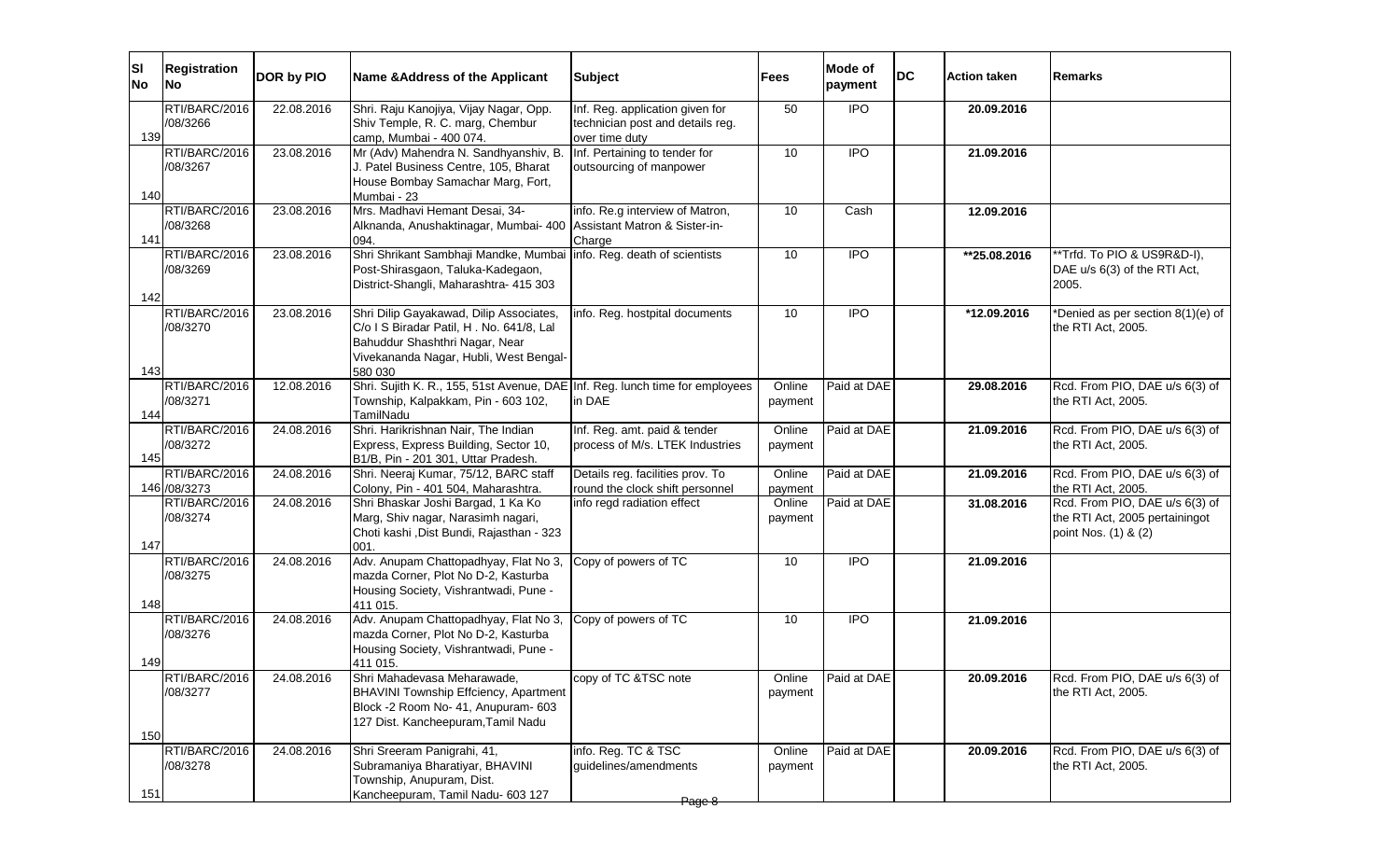| Sl No | Registration No | DOR by PIO | Name &Address of the Applicant | Subject | Fees | Mode of payment | DC | Action taken | Remarks |
|---|---|---|---|---|---|---|---|---|---|
| 139 | RTI/BARC/2016 /08/3266 | 22.08.2016 | Shri. Raju Kanojiya, Vijay Nagar, Opp. Shiv Temple, R. C. marg, Chembur camp, Mumbai - 400 074. | Inf. Reg. application given for technician post and details reg. over time duty | 50 | IPO | | 20.09.2016 | |
| 140 | RTI/BARC/2016 /08/3267 | 23.08.2016 | Mr (Adv) Mahendra N. Sandhyanshiv, B. J. Patel Business Centre, 105, Bharat House Bombay Samachar Marg, Fort, Mumbai - 23 | Inf. Pertaining to tender for outsourcing of manpower | 10 | IPO | | 21.09.2016 | |
| 141 | RTI/BARC/2016 /08/3268 | 23.08.2016 | Mrs. Madhavi Hemant Desai, 34-Alknanda, Anushaktinagar, Mumbai- 400 094. | info. Re.g interview of Matron, Assistant Matron & Sister-in-Charge | 10 | Cash | | 12.09.2016 | |
| 142 | RTI/BARC/2016 /08/3269 | 23.08.2016 | Shri Shrikant Sambhaji Mandke, Mumbai Post-Shirasgaon, Taluka-Kadegaon, District-Shangli, Maharashtra- 415 303 | info. Reg. death of scientists | 10 | IPO | | **25.08.2016 | **Trfd. To PIO & US9R&D-I), DAE u/s 6(3) of the RTI Act, 2005. |
| 143 | RTI/BARC/2016 /08/3270 | 23.08.2016 | Shri Dilip Gayakawad, Dilip Associates, C/o I S Biradar Patil, H . No. 641/8, Lal Bahuddur Shashthri Nagar, Near Vivekananda Nagar, Hubli, West Bengal- 580 030 | info. Reg. hostpital documents | 10 | IPO | | *12.09.2016 | *Denied as per section 8(1)(e) of the RTI Act, 2005. |
| 144 | RTI/BARC/2016 /08/3271 | 12.08.2016 | Shri. Sujith K. R., 155, 51st Avenue, DAE Township, Kalpakkam, Pin - 603 102, TamilNadu | Inf. Reg. lunch time for employees in DAE | Online payment | Paid at DAE | | 29.08.2016 | Rcd. From PIO, DAE u/s 6(3) of the RTI Act, 2005. |
| 145 | RTI/BARC/2016 /08/3272 | 24.08.2016 | Shri. Harikrishnan Nair, The Indian Express, Express Building, Sector 10, B1/B, Pin - 201 301, Uttar Pradesh. | Inf. Reg. amt. paid & tender process of M/s. LTEK Industries | Online payment | Paid at DAE | | 21.09.2016 | Rcd. From PIO, DAE u/s 6(3) of the RTI Act, 2005. |
| 146 | RTI/BARC/2016 /08/3273 | 24.08.2016 | Shri. Neeraj Kumar, 75/12, BARC staff Colony, Pin - 401 504, Maharashtra. | Details reg. facilities prov. To round the clock shift personnel | Online payment | Paid at DAE | | 21.09.2016 | Rcd. From PIO, DAE u/s 6(3) of the RTI Act, 2005. |
| 147 | RTI/BARC/2016 /08/3274 | 24.08.2016 | Shri Bhaskar Joshi Bargad, 1 Ka Ko Marg, Shiv nagar, Narasimh nagari, Choti kashi ,Dist Bundi, Rajasthan - 323 001. | info regd radiation effect | Online payment | Paid at DAE | | 31.08.2016 | Rcd. From PIO, DAE u/s 6(3) of the RTI Act, 2005 pertainingot point Nos. (1) & (2) |
| 148 | RTI/BARC/2016 /08/3275 | 24.08.2016 | Adv. Anupam Chattopadhyay, Flat No 3, mazda Corner, Plot No D-2, Kasturba Housing Society, Vishrantwadi, Pune - 411 015. | Copy of powers of TC | 10 | IPO | | 21.09.2016 | |
| 149 | RTI/BARC/2016 /08/3276 | 24.08.2016 | Adv. Anupam Chattopadhyay, Flat No 3, mazda Corner, Plot No D-2, Kasturba Housing Society, Vishrantwadi, Pune - 411 015. | Copy of powers of TC | 10 | IPO | | 21.09.2016 | |
| 150 | RTI/BARC/2016 /08/3277 | 24.08.2016 | Shri Mahadevasa Meharawade, BHAVINI Township Effciency, Apartment Block -2 Room No- 41, Anupuram- 603 127 Dist. Kancheepuram,Tamil Nadu | copy of TC &TSC note | Online payment | Paid at DAE | | 20.09.2016 | Rcd. From PIO, DAE u/s 6(3) of the RTI Act, 2005. |
| 151 | RTI/BARC/2016 /08/3278 | 24.08.2016 | Shri Sreeram Panigrahi, 41, Subramaniya Bharatiyar, BHAVINI Township, Anupuram, Dist. Kancheepuram, Tamil Nadu- 603 127 | info. Reg. TC & TSC guidelines/amendments | Online payment | Paid at DAE | | 20.09.2016 | Rcd. From PIO, DAE u/s 6(3) of the RTI Act, 2005. |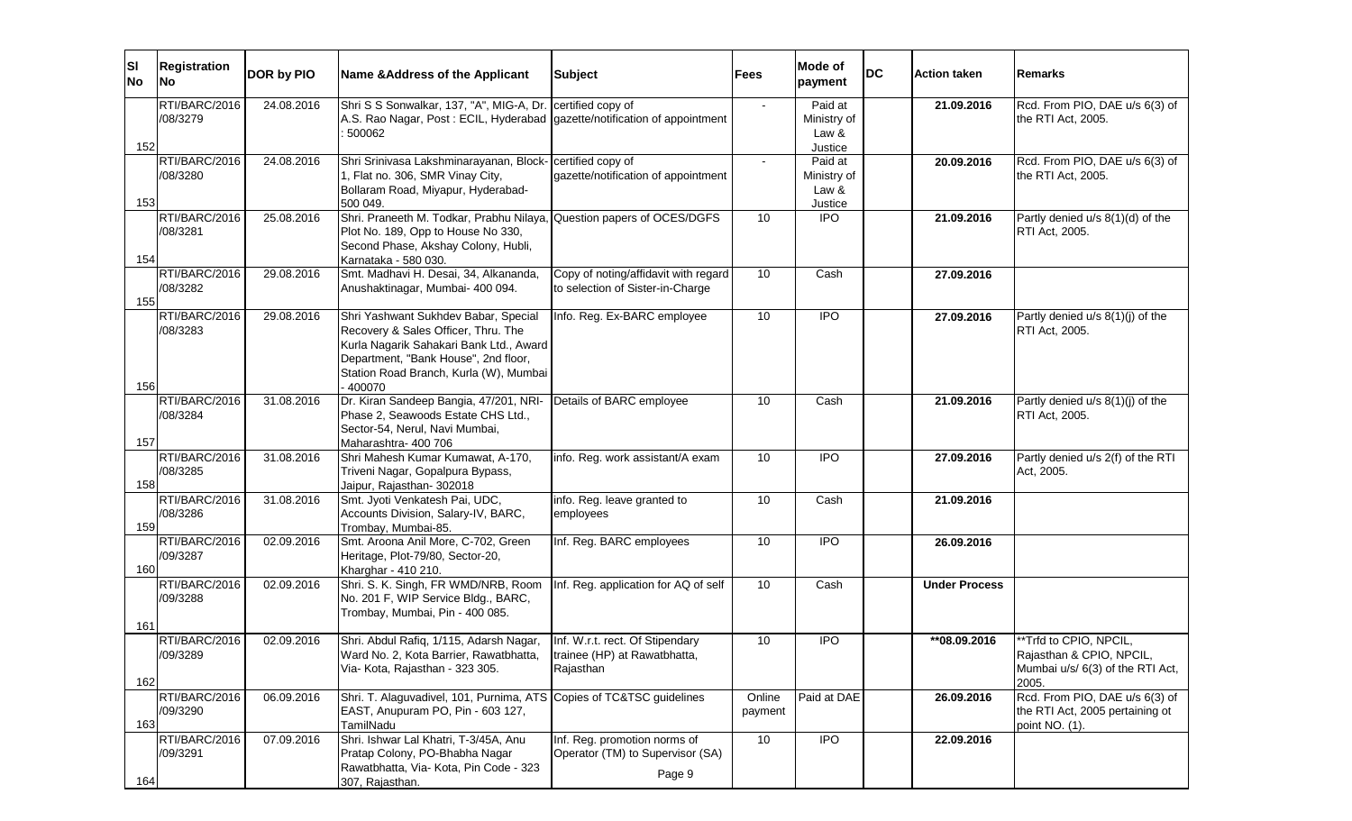| Sl No | Registration No | DOR by PIO | Name &Address of the Applicant | Subject | Fees | Mode of payment | DC | Action taken | Remarks |
|---|---|---|---|---|---|---|---|---|---|
| 152 | RTI/BARC/2016 /08/3279 | 24.08.2016 | Shri S S Sonwalkar, 137, "A", MIG-A, Dr. A.S. Rao Nagar, Post : ECIL, Hyderabad : 500062 | certified copy of gazette/notification of appointment | - | Paid at Ministry of Law & Justice | | 21.09.2016 | Rcd. From PIO, DAE u/s 6(3) of the RTI Act, 2005. |
| 153 | RTI/BARC/2016 /08/3280 | 24.08.2016 | Shri Srinivasa Lakshminarayanan, Block-1, Flat no. 306, SMR Vinay City, Bollaram Road, Miyapur, Hyderabad-500 049. | certified copy of gazette/notification of appointment | - | Paid at Ministry of Law & Justice | | 20.09.2016 | Rcd. From PIO, DAE u/s 6(3) of the RTI Act, 2005. |
| 154 | RTI/BARC/2016 /08/3281 | 25.08.2016 | Shri. Praneeth M. Todkar, Prabhu Nilaya, Plot No. 189, Opp to House No 330, Second Phase, Akshay Colony, Hubli, Karnataka - 580 030. | Question papers of OCES/DGFS | 10 | IPO | | 21.09.2016 | Partly denied u/s 8(1)(d) of the RTI Act, 2005. |
| 155 | RTI/BARC/2016 /08/3282 | 29.08.2016 | Smt. Madhavi H. Desai, 34, Alkananda, Anushaktinagar, Mumbai- 400 094. | Copy of noting/affidavit with regard to selection of Sister-in-Charge | 10 | Cash | | 27.09.2016 | |
| 156 | RTI/BARC/2016 /08/3283 | 29.08.2016 | Shri Yashwant Sukhdev Babar, Special Recovery & Sales Officer, Thru. The Kurla Nagarik Sahakari Bank Ltd., Award Department, "Bank House", 2nd floor, Station Road Branch, Kurla (W), Mumbai - 400070 | Info. Reg. Ex-BARC employee | 10 | IPO | | 27.09.2016 | Partly denied u/s 8(1)(j) of the RTI Act, 2005. |
| 157 | RTI/BARC/2016 /08/3284 | 31.08.2016 | Dr. Kiran Sandeep Bangia, 47/201, NRI-Phase 2, Seawoods Estate CHS Ltd., Sector-54, Nerul, Navi Mumbai, Maharashtra- 400 706 | Details of BARC employee | 10 | Cash | | 21.09.2016 | Partly denied u/s 8(1)(j) of the RTI Act, 2005. |
| 158 | RTI/BARC/2016 /08/3285 | 31.08.2016 | Shri Mahesh Kumar Kumawat, A-170, Triveni Nagar, Gopalpura Bypass, Jaipur, Rajasthan- 302018 | info. Reg. work assistant/A exam | 10 | IPO | | 27.09.2016 | Partly denied u/s 2(f) of the RTI Act, 2005. |
| 159 | RTI/BARC/2016 /08/3286 | 31.08.2016 | Smt. Jyoti Venkatesh Pai, UDC, Accounts Division, Salary-IV, BARC, Trombay, Mumbai-85. | info. Reg. leave granted to employees | 10 | Cash | | 21.09.2016 | |
| 160 | RTI/BARC/2016 /09/3287 | 02.09.2016 | Smt. Aroona Anil More, C-702, Green Heritage, Plot-79/80, Sector-20, Kharghar - 410 210. | Inf. Reg. BARC employees | 10 | IPO | | 26.09.2016 | |
| 161 | RTI/BARC/2016 /09/3288 | 02.09.2016 | Shri. S. K. Singh, FR WMD/NRB, Room No. 201 F, WIP Service Bldg., BARC, Trombay, Mumbai, Pin - 400 085. | Inf. Reg. application for AQ of self | 10 | Cash | | **Under Process** | |
| 162 | RTI/BARC/2016 /09/3289 | 02.09.2016 | Shri. Abdul Rafiq, 1/115, Adarsh Nagar, Ward No. 2, Kota Barrier, Rawatbhatta, Via- Kota, Rajasthan - 323 305. | Inf. W.r.t. rect. Of Stipendary trainee (HP) at Rawatbhatta, Rajasthan | 10 | IPO | | **08.09.2016 | **Trfd to CPIO, NPCIL, Rajasthan & CPIO, NPCIL, Mumbai u/s/ 6(3) of the RTI Act, 2005. |
| 163 | RTI/BARC/2016 /09/3290 | 06.09.2016 | Shri. T. Alaguvadivel, 101, Purnima, ATS EAST, Anupuram PO, Pin - 603 127, TamilNadu | Copies of TC&TSC guidelines | Online payment | Paid at DAE | | 26.09.2016 | Rcd. From PIO, DAE u/s 6(3) of the RTI Act, 2005 pertaining ot point NO. (1). |
| 164 | RTI/BARC/2016 /09/3291 | 07.09.2016 | Shri. Ishwar Lal Khatri, T-3/45A, Anu Pratap Colony, PO-Bhabha Nagar Rawatbhatta, Via- Kota, Pin Code - 323 307, Rajasthan. | Inf. Reg. promotion norms of Operator (TM) to Supervisor (SA) | 10 | IPO | | 22.09.2016 | |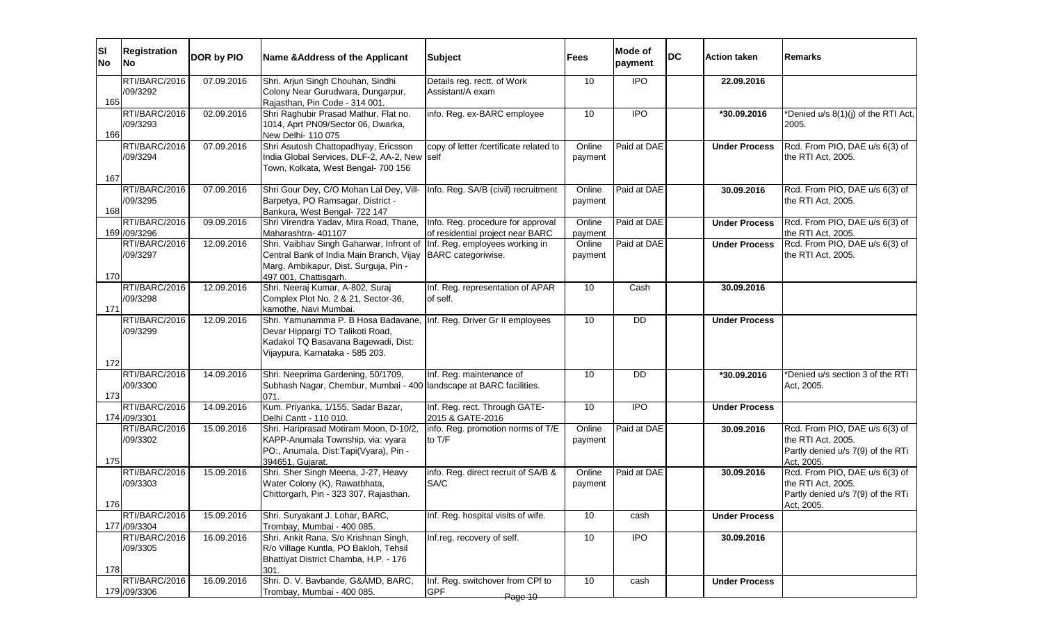| Sl No | Registration No | DOR by PIO | Name &Address of the Applicant | Subject | Fees | Mode of payment | DC | Action taken | Remarks |
|---|---|---|---|---|---|---|---|---|---|
| 165 | RTI/BARC/2016 /09/3292 | 07.09.2016 | Shri. Arjun Singh Chouhan, Sindhi Colony Near Gurudwara, Dungarpur, Rajasthan, Pin Code - 314 001. | Details reg. rectt. of Work Assistant/A exam | 10 | IPO | | 22.09.2016 | |
| 166 | RTI/BARC/2016 /09/3293 | 02.09.2016 | Shri Raghubir Prasad Mathur, Flat no. 1014, Aprt PN09/Sector 06, Dwarka, New Delhi- 110 075 | info. Reg. ex-BARC employee | 10 | IPO | | *30.09.2016 | *Denied u/s 8(1)(j) of the RTI Act, 2005. |
| 167 | RTI/BARC/2016 /09/3294 | 07.09.2016 | Shri Asutosh Chattopadhyay, Ericsson India Global Services, DLF-2, AA-2, New Town, Kolkata, West Bengal- 700 156 | copy of letter /certificate related to self | Online payment | Paid at DAE | | Under Process | Rcd. From PIO, DAE u/s 6(3) of the RTI Act, 2005. |
| 168 | RTI/BARC/2016 /09/3295 | 07.09.2016 | Shri Gour Dey, C/O Mohan Lal Dey, Vill- Barpetya, PO Ramsagar, District - Bankura, West Bengal- 722 147 | Info. Reg. SA/B (civil) recruitment | Online payment | Paid at DAE | | 30.09.2016 | Rcd. From PIO, DAE u/s 6(3) of the RTI Act, 2005. |
| 169 | RTI/BARC/2016 /09/3296 | 09.09.2016 | Shri Virendra Yadav, Mira Road, Thane, Maharashtra- 401107 | Info. Reg. procedure for approval of residential project near BARC | Online payment | Paid at DAE | | Under Process | Rcd. From PIO, DAE u/s 6(3) of the RTI Act, 2005. |
| 170 | RTI/BARC/2016 /09/3297 | 12.09.2016 | Shri. Vaibhav Singh Gaharwar, Infront of Central Bank of India Main Branch, Vijay Marg, Ambikapur, Dist. Surguja, Pin - 497 001, Chattisgarh. | Inf. Reg. employees working in BARC categoriwise. | Online payment | Paid at DAE | | Under Process | Rcd. From PIO, DAE u/s 6(3) of the RTI Act, 2005. |
| 171 | RTI/BARC/2016 /09/3298 | 12.09.2016 | Shri. Neeraj Kumar, A-802, Suraj Complex Plot No. 2 & 21, Sector-36, kamothe, Navi Mumbai. | Inf. Reg. representation of APAR of self. | 10 | Cash | | 30.09.2016 | |
| 172 | RTI/BARC/2016 /09/3299 | 12.09.2016 | Shri. Yamunamma P. B Hosa Badavane, Devar Hippargi TO Talikoti Road, Kadakol TQ Basavana Bagewadi, Dist: Vijaypura, Karnataka - 585 203. | Inf. Reg. Driver Gr II employees | 10 | DD | | Under Process | |
| 173 | RTI/BARC/2016 /09/3300 | 14.09.2016 | Shri. Neeprima Gardening, 50/1709, Subhash Nagar, Chembur, Mumbai - 400 071. | Inf. Reg. maintenance of landscape at BARC facilities. | 10 | DD | | *30.09.2016 | *Denied u/s section 3 of the RTI Act, 2005. |
| 174 | RTI/BARC/2016 /09/3301 | 14.09.2016 | Kum. Priyanka, 1/155, Sadar Bazar, Delhi Cantt - 110 010. | Inf. Reg. rect. Through GATE-2015 & GATE-2016 | 10 | IPO | | Under Process | |
| 175 | RTI/BARC/2016 /09/3302 | 15.09.2016 | Shri. Hariprasad Motiram Moon, D-10/2, KAPP-Anumala Township, via: vyara PO:, Anumala, Dist:Tapi(Vyara), Pin - 394651, Gujarat. | info. Reg. promotion norms of T/E to T/F | Online payment | Paid at DAE | | 30.09.2016 | Rcd. From PIO, DAE u/s 6(3) of the RTI Act, 2005. Partly denied u/s 7(9) of the RTi Act, 2005. |
| 176 | RTI/BARC/2016 /09/3303 | 15.09.2016 | Shri. Sher Singh Meena, J-27, Heavy Water Colony (K), Rawatbhata, Chittorgarh, Pin - 323 307, Rajasthan. | info. Reg. direct recruit of SA/B & SA/C | Online payment | Paid at DAE | | 30.09.2016 | Rcd. From PIO, DAE u/s 6(3) of the RTI Act, 2005. Partly denied u/s 7(9) of the RTi Act, 2005. |
| 177 | RTI/BARC/2016 /09/3304 | 15.09.2016 | Shri. Suryakant J. Lohar, BARC, Trombay, Mumbai - 400 085. | Inf. Reg. hospital visits of wife. | 10 | cash | | Under Process | |
| 178 | RTI/BARC/2016 /09/3305 | 16.09.2016 | Shri. Ankit Rana, S/o Krishnan Singh, R/o Village Kuntla, PO Bakloh, Tehsil Bhattiyat District Chamba, H.P. - 176 301. | Inf.reg. recovery of self. | 10 | IPO | | 30.09.2016 | |
| 179 | RTI/BARC/2016 /09/3306 | 16.09.2016 | Shri. D. V. Bavbande, G&AMD, BARC, Trombay, Mumbai - 400 085. | Inf. Reg. switchover from CPf to GPF | 10 | cash | | Under Process | |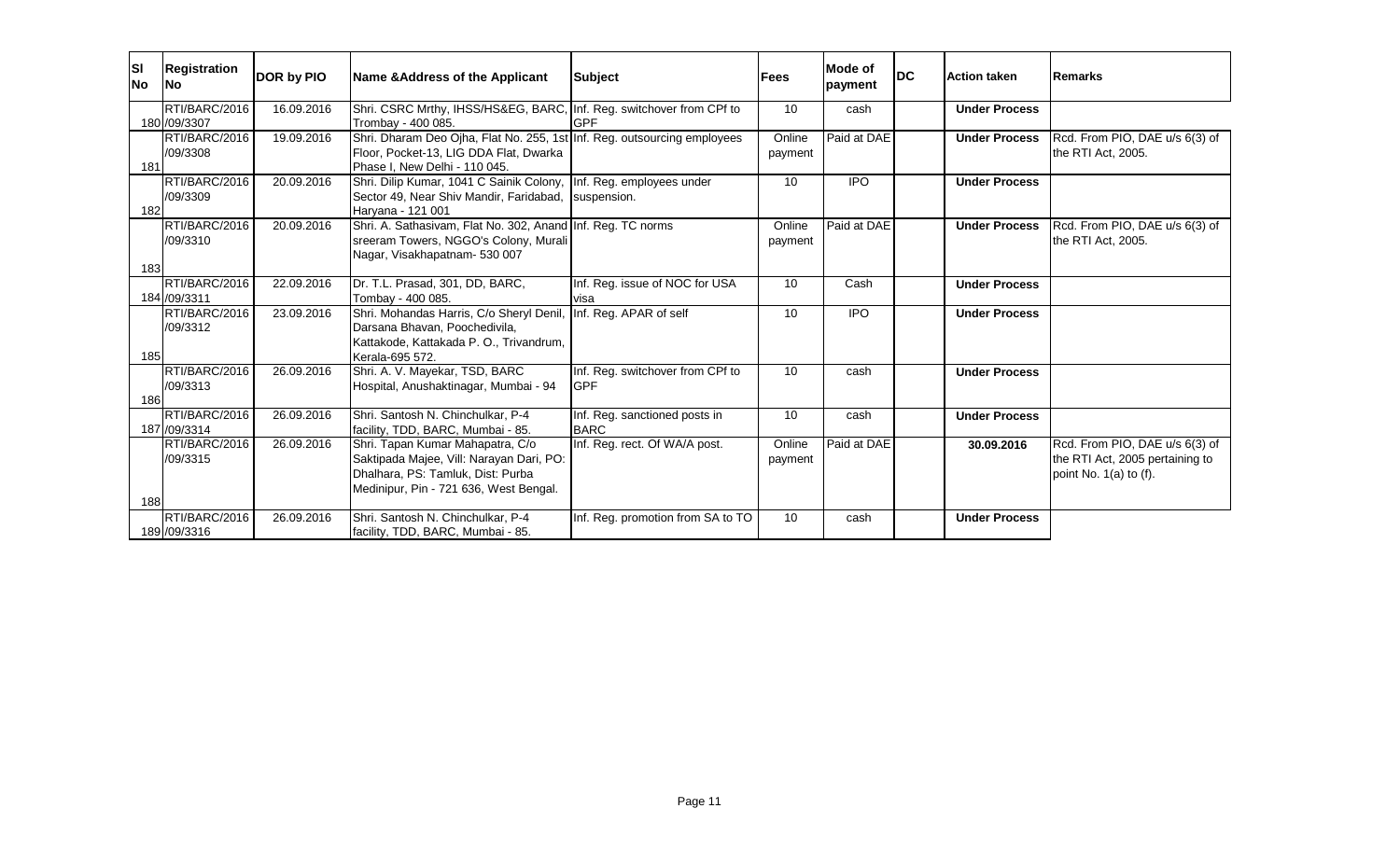| Sl No | Registration No | DOR by PIO | Name &Address of the Applicant | Subject | Fees | Mode of payment | DC | Action taken | Remarks |
|---|---|---|---|---|---|---|---|---|---|
| 180 | RTI/BARC/2016 /09/3307 | 16.09.2016 | Shri. CSRC Mrthy, IHSS/HS&EG, BARC, Trombay - 400 085. | Inf. Reg. switchover from CPf to GPF | 10 | cash | | **Under Process** | |
| 181 | RTI/BARC/2016 /09/3308 | 19.09.2016 | Shri. Dharam Deo Ojha, Flat No. 255, 1st Floor, Pocket-13, LIG DDA Flat, Dwarka Phase I, New Delhi - 110 045. | Inf. Reg. outsourcing employees | Online payment | Paid at DAE | | **Under Process** | Rcd. From PIO, DAE u/s 6(3) of the RTI Act, 2005. |
| 182 | RTI/BARC/2016 /09/3309 | 20.09.2016 | Shri. Dilip Kumar, 1041 C Sainik Colony, Sector 49, Near Shiv Mandir, Faridabad, Haryana - 121 001 | Inf. Reg. employees under suspension. | 10 | IPO | | **Under Process** | |
| 183 | RTI/BARC/2016 /09/3310 | 20.09.2016 | Shri. A. Sathasivam, Flat No. 302, Anand sreeram Towers, NGGO's Colony, Murali Nagar, Visakhapatnam- 530 007 | Inf. Reg. TC norms | Online payment | Paid at DAE | | **Under Process** | Rcd. From PIO, DAE u/s 6(3) of the RTI Act, 2005. |
| 184 | RTI/BARC/2016 /09/3311 | 22.09.2016 | Dr. T.L. Prasad, 301, DD, BARC, Tombay - 400 085. | Inf. Reg. issue of NOC for USA visa | 10 | Cash | | **Under Process** | |
| 185 | RTI/BARC/2016 /09/3312 | 23.09.2016 | Shri. Mohandas Harris, C/o Sheryl Denil, Darsana Bhavan, Poochedivila, Kattakode, Kattakada P. O., Trivandrum, Kerala-695 572. | Inf. Reg. APAR of self | 10 | IPO | | **Under Process** | |
| 186 | RTI/BARC/2016 /09/3313 | 26.09.2016 | Shri. A. V. Mayekar, TSD, BARC Hospital, Anushaktinagar, Mumbai - 94 | Inf. Reg. switchover from CPf to GPF | 10 | cash | | **Under Process** | |
| 187 | RTI/BARC/2016 /09/3314 | 26.09.2016 | Shri. Santosh N. Chinchulkar, P-4 facility, TDD, BARC, Mumbai - 85. | Inf. Reg. sanctioned posts in BARC | 10 | cash | | **Under Process** | |
| 188 | RTI/BARC/2016 /09/3315 | 26.09.2016 | Shri. Tapan Kumar Mahapatra, C/o Saktipada Majee, Vill: Narayan Dari, PO: Dhalhara, PS: Tamluk, Dist: Purba Medinipur, Pin - 721 636, West Bengal. | Inf. Reg. rect. Of WA/A post. | Online payment | Paid at DAE | | **30.09.2016** | Rcd. From PIO, DAE u/s 6(3) of the RTI Act, 2005 pertaining to point No. 1(a) to (f). |
| 189 | RTI/BARC/2016 /09/3316 | 26.09.2016 | Shri. Santosh N. Chinchulkar, P-4 facility, TDD, BARC, Mumbai - 85. | Inf. Reg. promotion from SA to TO | 10 | cash | | **Under Process** | |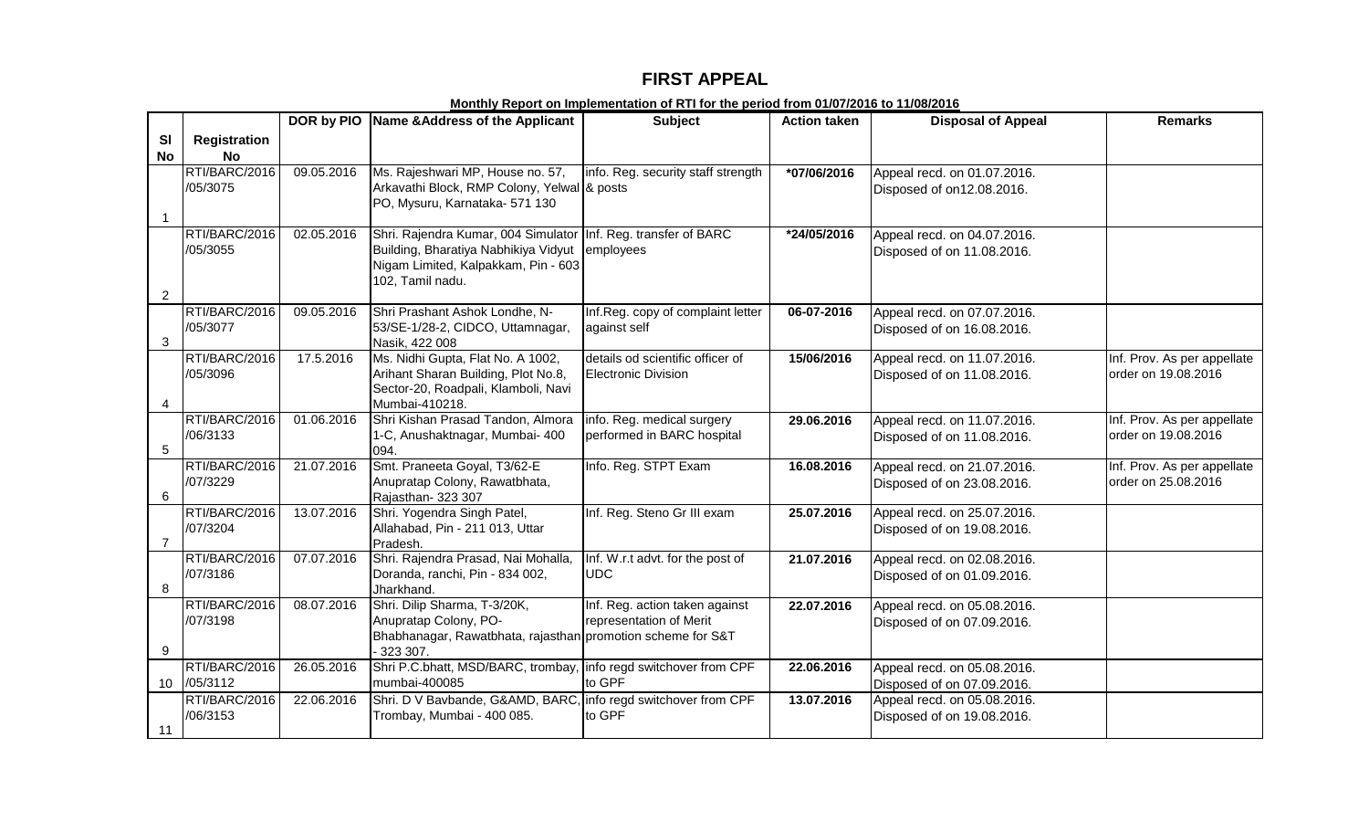## FIRST APPEAL

**Monthly Report on Implementation of RTI for the period from 01/07/2016 to 11/08/2016**

| Sl No | Registration No | DOR by PIO | Name &Address of the Applicant | Subject | Action taken | Disposal of Appeal | Remarks |
|---|---|---|---|---|---|---|---|
| 1 | RTI/BARC/2016 /05/3075 | 09.05.2016 | Ms. Rajeshwari MP, House no. 57, Arkavathi Block, RMP Colony, Yelwal PO, Mysuru, Karnataka- 571 130 | info. Reg. security staff strength & posts | *07/06/2016 | Appeal recd. on 01.07.2016. Disposed of on12.08.2016. | |
| 2 | RTI/BARC/2016 /05/3055 | 02.05.2016 | Shri. Rajendra Kumar, 004 Simulator Building, Bharatiya Nabhikiya Vidyut Nigam Limited, Kalpakkam, Pin - 603 102, Tamil nadu. | Inf. Reg. transfer of BARC employees | *24/05/2016 | Appeal recd. on 04.07.2016. Disposed of on 11.08.2016. | |
| 3 | RTI/BARC/2016 /05/3077 | 09.05.2016 | Shri Prashant Ashok Londhe, N-53/SE-1/28-2, CIDCO, Uttamnagar, Nasik, 422 008 | Inf.Reg. copy of complaint letter against self | 06-07-2016 | Appeal recd. on 07.07.2016. Disposed of on 16.08.2016. | |
| 4 | RTI/BARC/2016 /05/3096 | 17.5.2016 | Ms. Nidhi Gupta, Flat No. A 1002, Arihant Sharan Building, Plot No.8, Sector-20, Roadpali, Klamboli, Navi Mumbai-410218. | details od scientific officer of Electronic Division | 15/06/2016 | Appeal recd. on 11.07.2016. Disposed of on 11.08.2016. | Inf. Prov. As per appellate order on 19.08.2016 |
| 5 | RTI/BARC/2016 /06/3133 | 01.06.2016 | Shri Kishan Prasad Tandon, Almora 1-C, Anushaktnagar, Mumbai- 400 094. | info. Reg. medical surgery performed in BARC hospital | 29.06.2016 | Appeal recd. on 11.07.2016. Disposed of on 11.08.2016. | Inf. Prov. As per appellate order on 19.08.2016 |
| 6 | RTI/BARC/2016 /07/3229 | 21.07.2016 | Smt. Praneeta Goyal, T3/62-E Anupratap Colony, Rawatbhata, Rajasthan- 323 307 | Info. Reg. STPT Exam | 16.08.2016 | Appeal recd. on 21.07.2016. Disposed of on 23.08.2016. | Inf. Prov. As per appellate order on 25.08.2016 |
| 7 | RTI/BARC/2016 /07/3204 | 13.07.2016 | Shri. Yogendra Singh Patel, Allahabad, Pin - 211 013, Uttar Pradesh. | Inf. Reg. Steno Gr III exam | 25.07.2016 | Appeal recd. on 25.07.2016. Disposed of on 19.08.2016. | |
| 8 | RTI/BARC/2016 /07/3186 | 07.07.2016 | Shri. Rajendra Prasad, Nai Mohalla, Doranda, ranchi, Pin - 834 002, Jharkhand. | Inf. W.r.t advt. for the post of UDC | 21.07.2016 | Appeal recd. on 02.08.2016. Disposed of on 01.09.2016. | |
| 9 | RTI/BARC/2016 /07/3198 | 08.07.2016 | Shri. Dilip Sharma, T-3/20K, Anupratap Colony, PO-Bhabhanagar, Rawatbhata, rajasthan - 323 307. | Inf. Reg. action taken against representation of Merit promotion scheme for S&T | 22.07.2016 | Appeal recd. on 05.08.2016. Disposed of on 07.09.2016. | |
| 10 | RTI/BARC/2016 /05/3112 | 26.05.2016 | Shri P.C.bhatt, MSD/BARC, trombay, mumbai-400085 | info regd switchover from CPF to GPF | 22.06.2016 | Appeal recd. on 05.08.2016. Disposed of on 07.09.2016. | |
| 11 | RTI/BARC/2016 /06/3153 | 22.06.2016 | Shri. D V Bavbande, G&AMD, BARC, Trombay, Mumbai - 400 085. | info regd switchover from CPF to GPF | 13.07.2016 | Appeal recd. on 05.08.2016. Disposed of on 19.08.2016. | |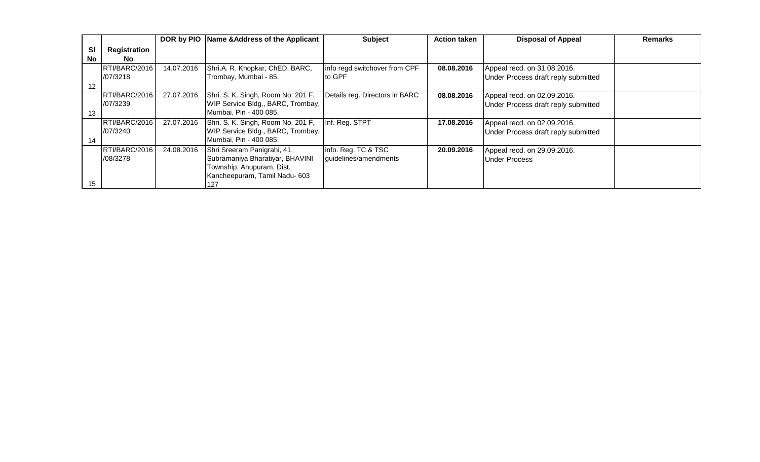| Sl No | Registration No | DOR by PIO | Name &Address of the Applicant | Subject | Action taken | Disposal of Appeal | Remarks |
|---|---|---|---|---|---|---|---|
| 12 | RTI/BARC/2016 /07/3218 | 14.07.2016 | Shri.A. R. Khopkar, ChED, BARC, Trombay, Mumbai - 85. | info regd switchover from CPF to GPF | **08.08.2016** | Appeal recd. on 31.08.2016. Under Process draft reply submitted | |
| 13 | RTI/BARC/2016 /07/3239 | 27.07.2016 | Shri. S. K. Singh, Room No. 201 F, WIP Service Bldg., BARC, Trombay, Mumbai, Pin - 400 085. | Details reg. Directors in BARC | **08.08.2016** | Appeal recd. on 02.09.2016. Under Process draft reply submitted | |
| 14 | RTI/BARC/2016 /07/3240 | 27.07.2016 | Shri. S. K. Singh, Room No. 201 F, WIP Service Bldg., BARC, Trombay, Mumbai, Pin - 400 085. | Inf. Reg. STPT | **17.08.2016** | Appeal recd. on 02.09.2016. Under Process draft reply submitted | |
| 15 | RTI/BARC/2016 /08/3278 | 24.08.2016 | Shri Sreeram Panigrahi, 41, Subramaniya Bharatiyar, BHAVINI Township, Anupuram, Dist. Kancheepuram, Tamil Nadu- 603 127 | info. Reg. TC & TSC guidelines/amendments | **20.09.2016** | Appeal recd. on 29.09.2016. Under Process | |